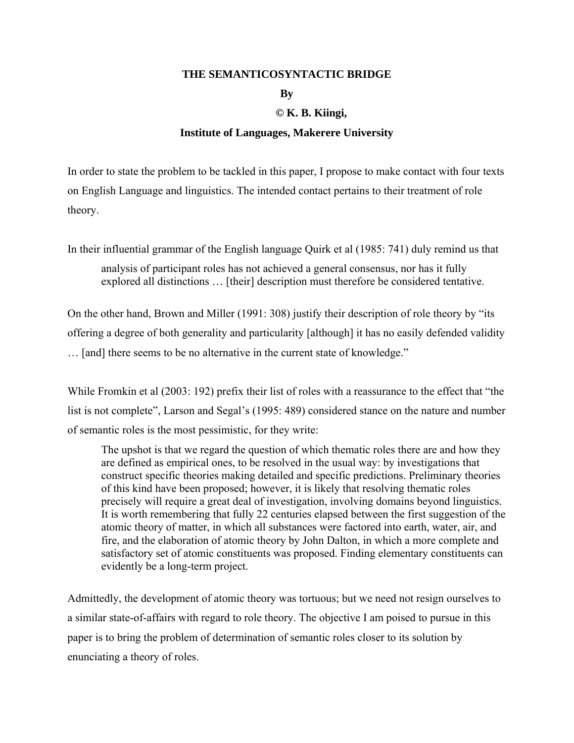# THE SEMANTICOSYNTACTIC BRIDGE

**By**

**© K. B. Kiingi,**

**Institute of Languages, Makerere University**

In order to state the problem to be tackled in this paper, I propose to make contact with four texts on English Language and linguistics. The intended contact pertains to their treatment of role theory.

In their influential grammar of the English language Quirk et al (1985: 741) duly remind us that

> analysis of participant roles has not achieved a general consensus, nor has it fully explored all distinctions … [their] description must therefore be considered tentative.

On the other hand, Brown and Miller (1991: 308) justify their description of role theory by "its offering a degree of both generality and particularity [although] it has no easily defended validity … [and] there seems to be no alternative in the current state of knowledge."

While Fromkin et al (2003: 192) prefix their list of roles with a reassurance to the effect that "the list is not complete", Larson and Segal's (1995: 489) considered stance on the nature and number of semantic roles is the most pessimistic, for they write:

> The upshot is that we regard the question of which thematic roles there are and how they are defined as empirical ones, to be resolved in the usual way: by investigations that construct specific theories making detailed and specific predictions. Preliminary theories of this kind have been proposed; however, it is likely that resolving thematic roles precisely will require a great deal of investigation, involving domains beyond linguistics. It is worth remembering that fully 22 centuries elapsed between the first suggestion of the atomic theory of matter, in which all substances were factored into earth, water, air, and fire, and the elaboration of atomic theory by John Dalton, in which a more complete and satisfactory set of atomic constituents was proposed. Finding elementary constituents can evidently be a long-term project.

Admittedly, the development of atomic theory was tortuous; but we need not resign ourselves to a similar state-of-affairs with regard to role theory. The objective I am poised to pursue in this paper is to bring the problem of determination of semantic roles closer to its solution by enunciating a theory of roles.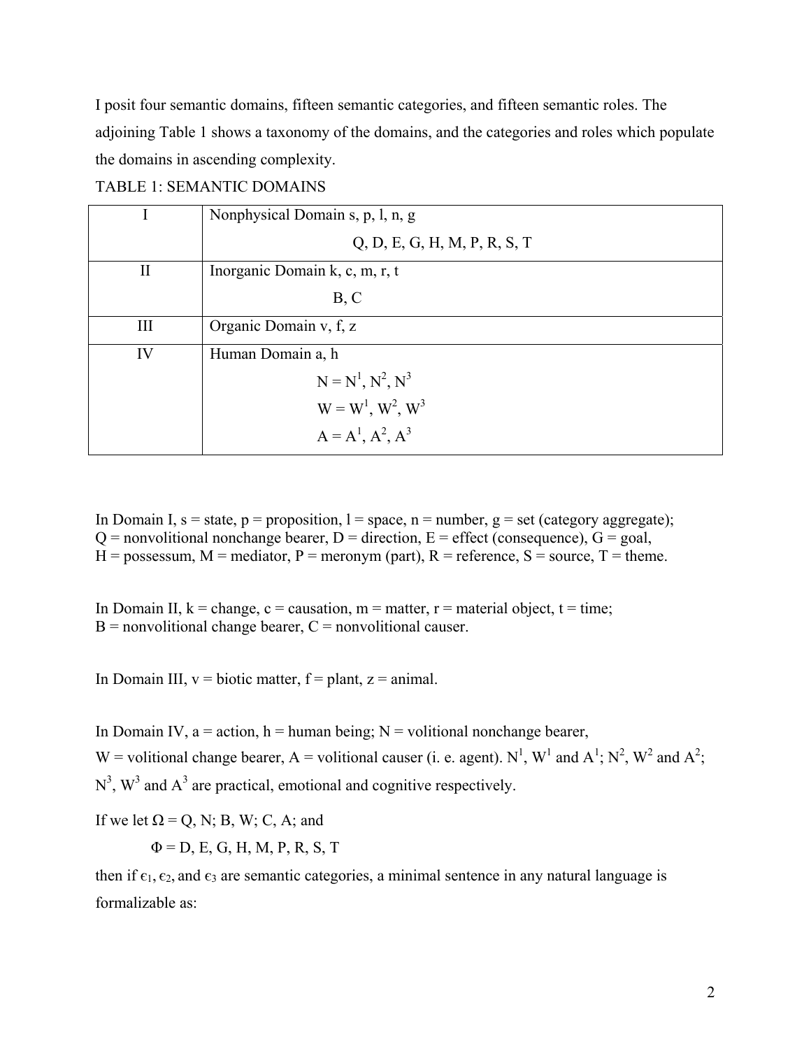I posit four semantic domains, fifteen semantic categories, and fifteen semantic roles. The adjoining Table 1 shows a taxonomy of the domains, and the categories and roles which populate the domains in ascending complexity.

TABLE 1: SEMANTIC DOMAINS

| | |
|---|---|
| I | Nonphysical Domain s, p, l, n, g<br>Q, D, E, G, H, M, P, R, S, T |
| II | Inorganic Domain k, c, m, r, t<br>B, C |
| III | Organic Domain v, f, z |
| IV | Human Domain a, h<br>$N = N^1, N^2, N^3$<br>$W = W^1, W^2, W^3$<br>$A = A^1, A^2, A^3$ |

In Domain I, s = state, p = proposition, l = space, n = number, g = set (category aggregate); Q = nonvolitional nonchange bearer, D = direction, E = effect (consequence), G = goal, H = possessum, M = mediator, P = meronym (part), R = reference, S = source, T = theme.

In Domain II, k = change, c = causation, m = matter, r = material object, t = time; B = nonvolitional change bearer, C = nonvolitional causer.

In Domain III, v = biotic matter, f = plant, z = animal.

In Domain IV, a = action, h = human being; N = volitional nonchange bearer, W = volitional change bearer, A = volitional causer (i. e. agent). $N^1$, $W^1$ and $A^1$; $N^2$, $W^2$ and $A^2$; $N^3$, $W^3$ and $A^3$ are practical, emotional and cognitive respectively.

If we let $\Omega$ = Q, N; B, W; C, A; and

$\Phi$ = D, E, G, H, M, P, R, S, T

then if $\epsilon_1$, $\epsilon_2$, and $\epsilon_3$ are semantic categories, a minimal sentence in any natural language is formalizable as: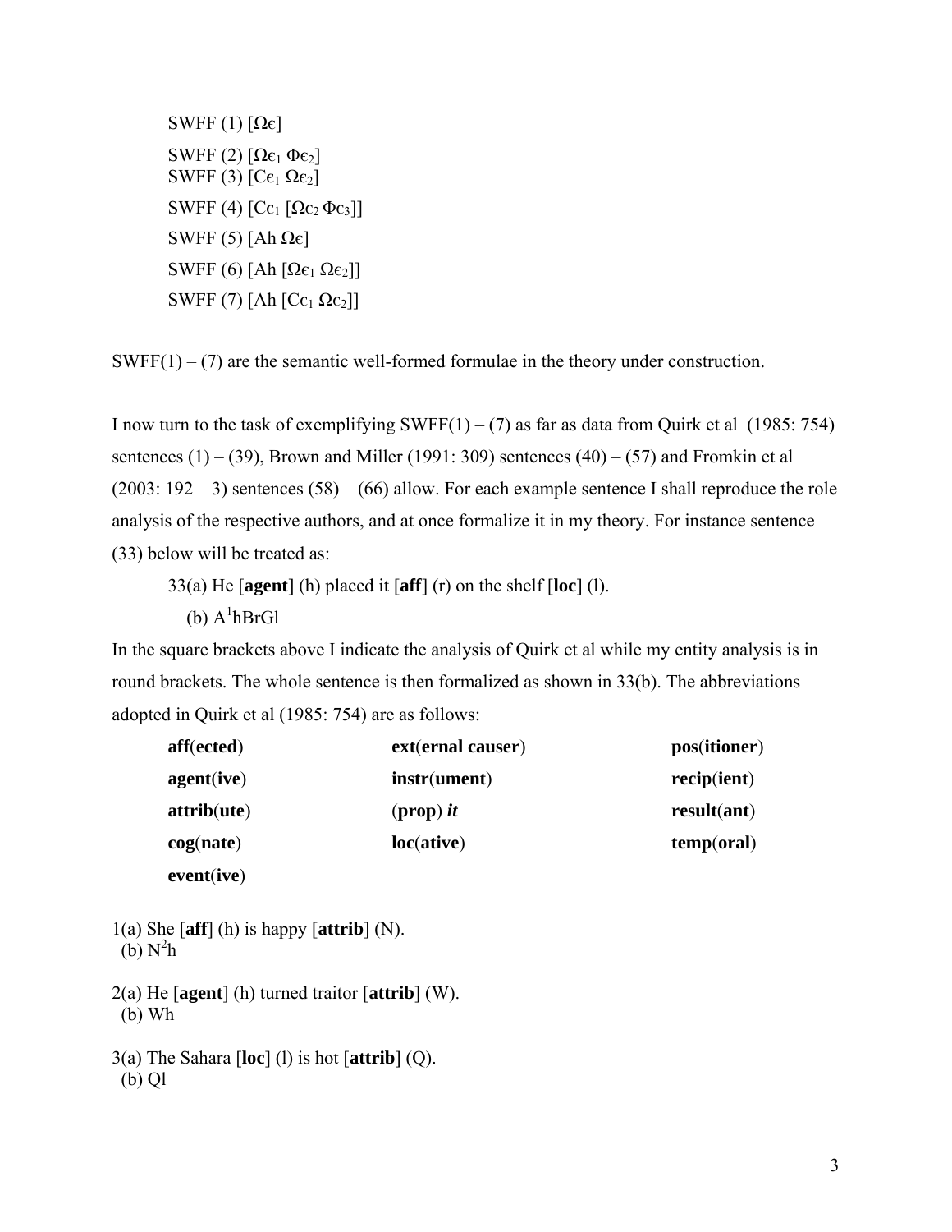SWFF (1) $[\Omega\epsilon]$

SWFF (2) $[\Omega\epsilon_1\ \Phi\epsilon_2]$

SWFF (3) $[C\epsilon_1\ \Omega\epsilon_2]$

SWFF (4) $[C\epsilon_1\ [\Omega\epsilon_2\ \Phi\epsilon_3]]$

SWFF (5) $[Ah\ \Omega\epsilon]$

SWFF (6) $[Ah\ [\Omega\epsilon_1\ \Omega\epsilon_2]]$

SWFF (7) $[Ah\ [C\epsilon_1\ \Omega\epsilon_2]]$

SWFF(1) – (7) are the semantic well-formed formulae in the theory under construction.

I now turn to the task of exemplifying SWFF(1) – (7) as far as data from Quirk et al (1985: 754) sentences (1) – (39), Brown and Miller (1991: 309) sentences (40) – (57) and Fromkin et al (2003: 192 – 3) sentences (58) – (66) allow. For each example sentence I shall reproduce the role analysis of the respective authors, and at once formalize it in my theory. For instance sentence (33) below will be treated as:

33(a) He [**agent**] (h) placed it [**aff**] (r) on the shelf [**loc**] (l).

(b) $A^1hBrGl$

In the square brackets above I indicate the analysis of Quirk et al while my entity analysis is in round brackets. The whole sentence is then formalized as shown in 33(b). The abbreviations adopted in Quirk et al (1985: 754) are as follows:

| | | |
|---|---|---|
| **aff**(**ected**) | **ext**(**ernal causer**) | **pos**(**itioner**) |
| **agent**(**ive**) | **instr**(**ument**) | **recip**(**ient**) |
| **attrib**(**ute**) | (**prop**) ***it*** | **result**(**ant**) |
| **cog**(**nate**) | **loc**(**ative**) | **temp**(**oral**) |
| **event**(**ive**) | | |

1(a) She [**aff**] (h) is happy [**attrib**] (N).
(b) $N^2h$

2(a) He [**agent**] (h) turned traitor [**attrib**] (W).
(b) Wh

3(a) The Sahara [**loc**] (l) is hot [**attrib**] (Q).
(b) Ql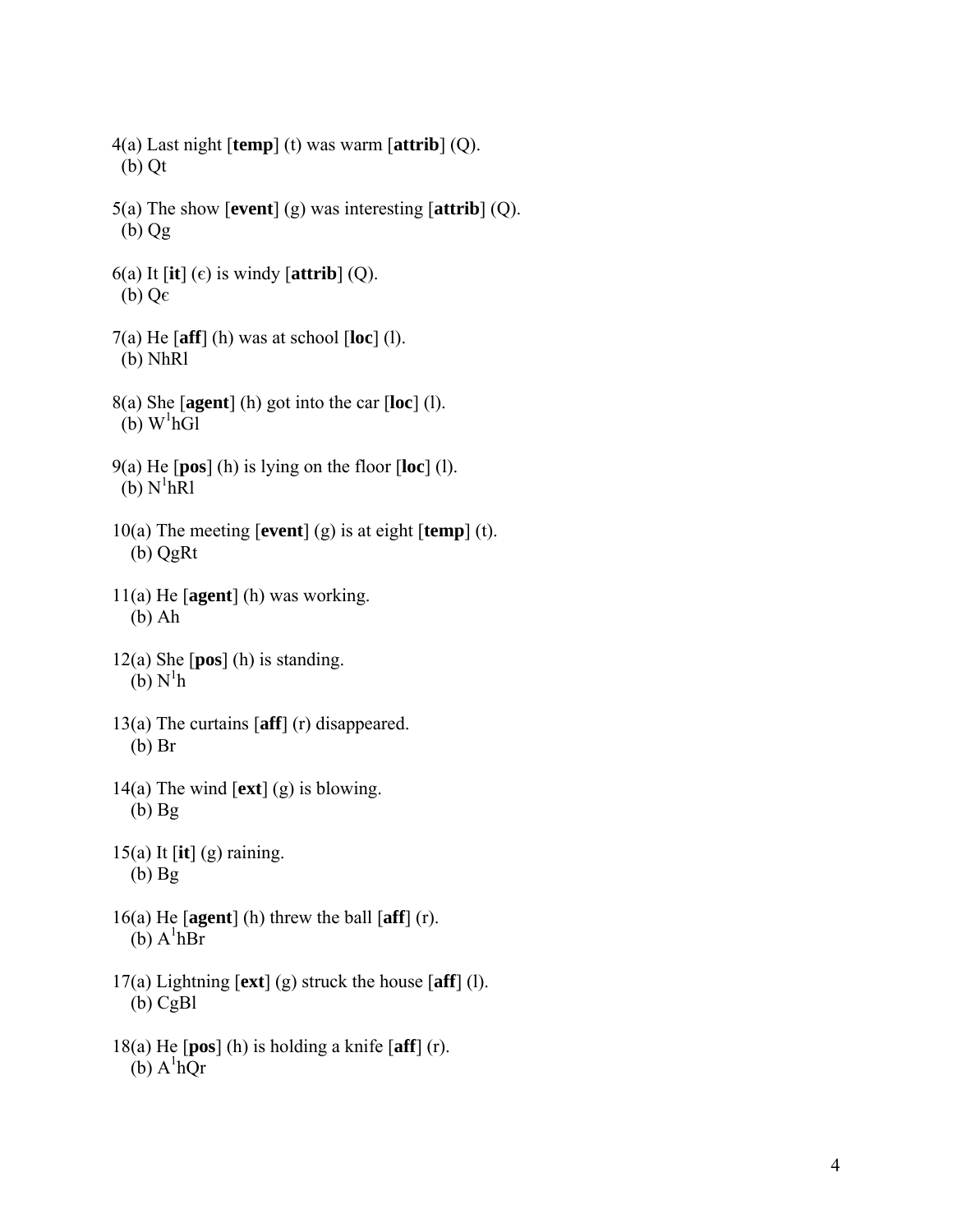4(a) Last night [**temp**] (t) was warm [**attrib**] (Q).
 (b) Qt

5(a) The show [**event**] (g) was interesting [**attrib**] (Q).
 (b) Qg

6(a) It [**it**] (ϵ) is windy [**attrib**] (Q).
 (b) Qϵ

7(a) He [**aff**] (h) was at school [**loc**] (l).
 (b) NhRl

8(a) She [**agent**] (h) got into the car [**loc**] (l).
 (b) $W^1$hGl

9(a) He [**pos**] (h) is lying on the floor [**loc**] (l).
 (b) $N^1$hRl

10(a) The meeting [**event**] (g) is at eight [**temp**] (t).
 (b) QgRt

11(a) He [**agent**] (h) was working.
 (b) Ah

12(a) She [**pos**] (h) is standing.
 (b) $N^1$h

13(a) The curtains [**aff**] (r) disappeared.
 (b) Br

14(a) The wind [**ext**] (g) is blowing.
 (b) Bg

15(a) It [**it**] (g) raining.
 (b) Bg

16(a) He [**agent**] (h) threw the ball [**aff**] (r).
 (b) $A^1$hBr

17(a) Lightning [**ext**] (g) struck the house [**aff**] (l).
 (b) CgBl

18(a) He [**pos**] (h) is holding a knife [**aff**] (r).
 (b) $A^1$hQr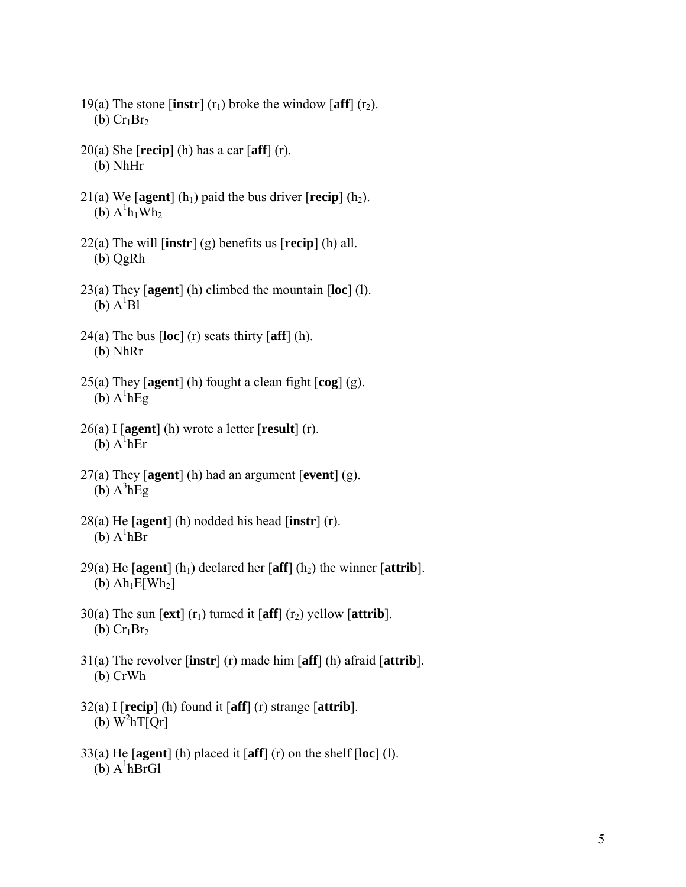19(a) The stone [**instr**] ($r_1$) broke the window [**aff**] ($r_2$).
   (b) $Cr_1Br_2$

20(a) She [**recip**] (h) has a car [**aff**] (r).
   (b) NhHr

21(a) We [**agent**] ($h_1$) paid the bus driver [**recip**] ($h_2$).
   (b) $A^1h_1Wh_2$

22(a) The will [**instr**] (g) benefits us [**recip**] (h) all.
   (b) QgRh

23(a) They [**agent**] (h) climbed the mountain [**loc**] (l).
   (b) $A^1Bl$

24(a) The bus [**loc**] (r) seats thirty [**aff**] (h).
   (b) NhRr

25(a) They [**agent**] (h) fought a clean fight [**cog**] (g).
   (b) $A^1hEg$

26(a) I [**agent**] (h) wrote a letter [**result**] (r).
   (b) $A^1hEr$

27(a) They [**agent**] (h) had an argument [**event**] (g).
   (b) $A^3hEg$

28(a) He [**agent**] (h) nodded his head [**instr**] (r).
   (b) $A^1hBr$

29(a) He [**agent**] ($h_1$) declared her [**aff**] ($h_2$) the winner [**attrib**].
   (b) $Ah_1E[Wh_2]$

30(a) The sun [**ext**] ($r_1$) turned it [**aff**] ($r_2$) yellow [**attrib**].
   (b) $Cr_1Br_2$

31(a) The revolver [**instr**] (r) made him [**aff**] (h) afraid [**attrib**].
   (b) CrWh

32(a) I [**recip**] (h) found it [**aff**] (r) strange [**attrib**].
   (b) $W^2hT[Qr]$

33(a) He [**agent**] (h) placed it [**aff**] (r) on the shelf [**loc**] (l).
   (b) $A^1hBrGl$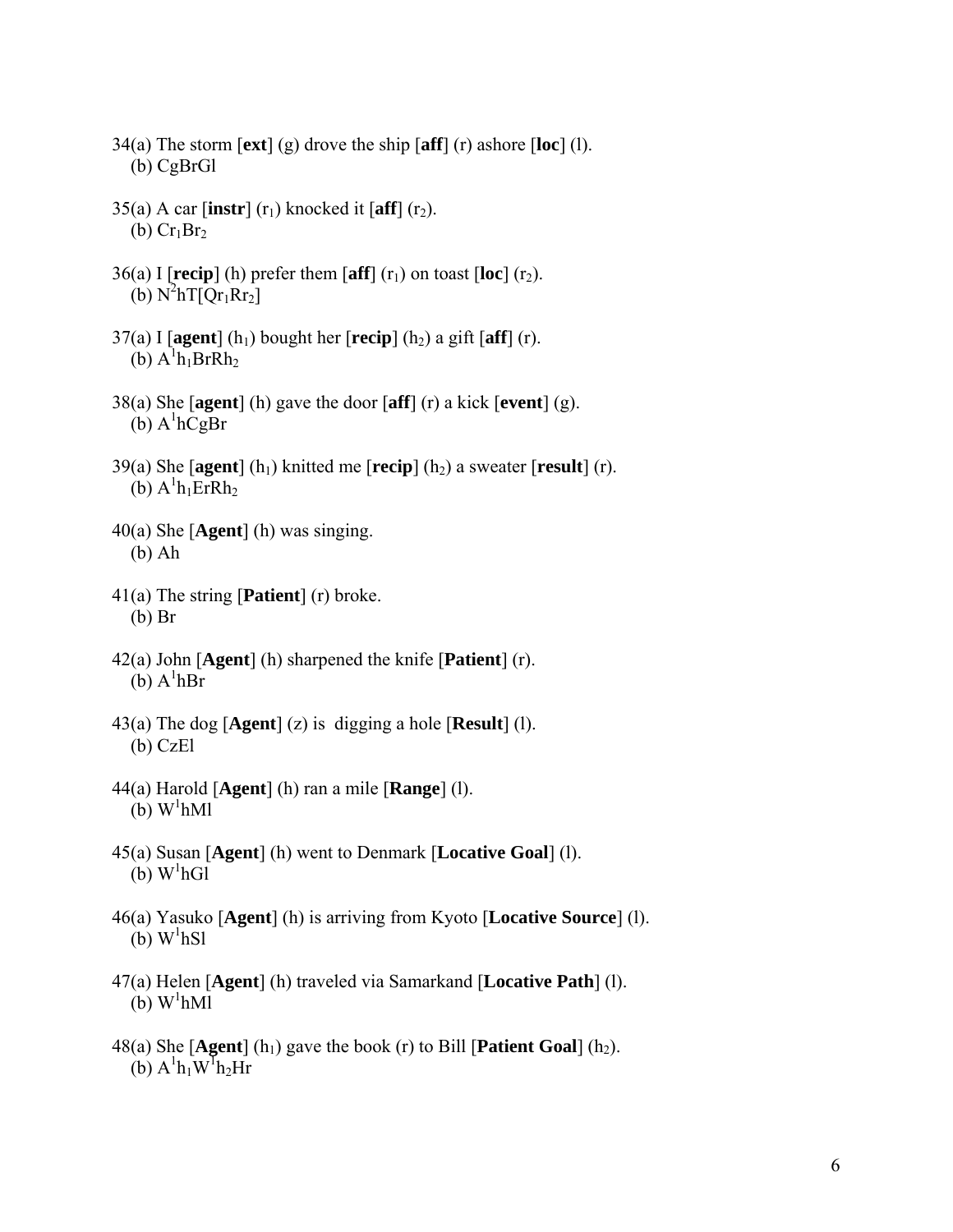34(a) The storm [**ext**] (g) drove the ship [**aff**] (r) ashore [**loc**] (l).
(b) CgBrGl

35(a) A car [**instr**] ($r_1$) knocked it [**aff**] ($r_2$).
(b) $Cr_1Br_2$

36(a) I [**recip**] (h) prefer them [**aff**] ($r_1$) on toast [**loc**] ($r_2$).
(b) $N^2hT[Qr_1Rr_2]$

37(a) I [**agent**] ($h_1$) bought her [**recip**] ($h_2$) a gift [**aff**] (r).
(b) $A^1h_1BrRh_2$

38(a) She [**agent**] (h) gave the door [**aff**] (r) a kick [**event**] (g).
(b) $A^1hCgBr$

39(a) She [**agent**] ($h_1$) knitted me [**recip**] ($h_2$) a sweater [**result**] (r).
(b) $A^1h_1ErRh_2$

40(a) She [**Agent**] (h) was singing.
(b) Ah

41(a) The string [**Patient**] (r) broke.
(b) Br

42(a) John [**Agent**] (h) sharpened the knife [**Patient**] (r).
(b) $A^1hBr$

43(a) The dog [**Agent**] (z) is digging a hole [**Result**] (l).
(b) CzEl

44(a) Harold [**Agent**] (h) ran a mile [**Range**] (l).
(b) $W^1hMl$

45(a) Susan [**Agent**] (h) went to Denmark [**Locative Goal**] (l).
(b) $W^1hGl$

46(a) Yasuko [**Agent**] (h) is arriving from Kyoto [**Locative Source**] (l).
(b) $W^1hSl$

47(a) Helen [**Agent**] (h) traveled via Samarkand [**Locative Path**] (l).
(b) $W^1hMl$

48(a) She [**Agent**] ($h_1$) gave the book (r) to Bill [**Patient Goal**] ($h_2$).
(b) $A^1h_1W^1h_2Hr$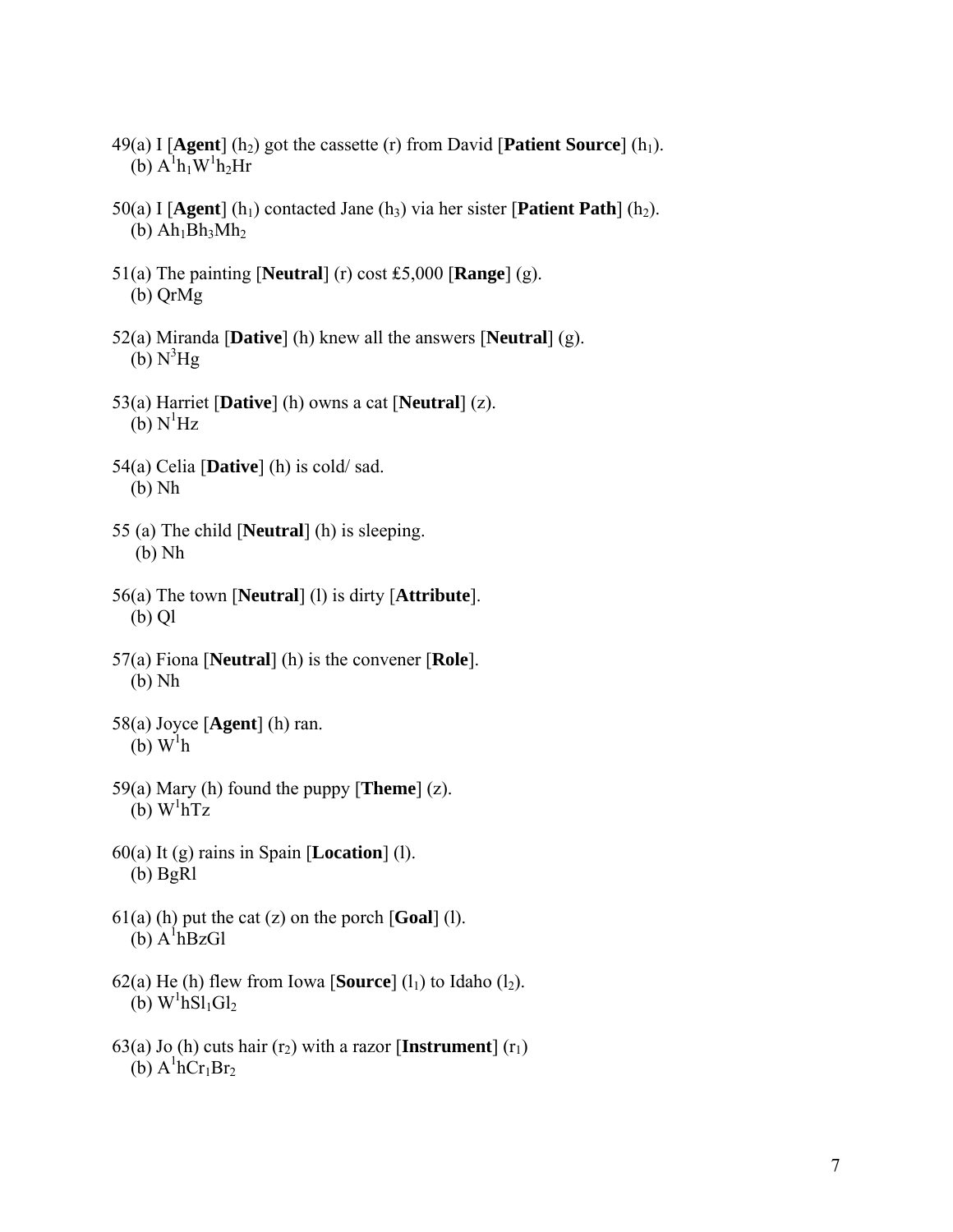49(a) I [**Agent**] ($h_2$) got the cassette (r) from David [**Patient Source**] ($h_1$).
(b) $A^1h_1W^1h_2Hr$

50(a) I [**Agent**] ($h_1$) contacted Jane ($h_3$) via her sister [**Patient Path**] ($h_2$).
(b) $Ah_1Bh_3Mh_2$

51(a) The painting [**Neutral**] (r) cost ₤5,000 [**Range**] (g).
(b) QrMg

52(a) Miranda [**Dative**] (h) knew all the answers [**Neutral**] (g).
(b) $N^3Hg$

53(a) Harriet [**Dative**] (h) owns a cat [**Neutral**] (z).
(b) $N^1Hz$

54(a) Celia [**Dative**] (h) is cold/ sad.
(b) Nh

55 (a) The child [**Neutral**] (h) is sleeping.
(b) Nh

56(a) The town [**Neutral**] (l) is dirty [**Attribute**].
(b) Ql

57(a) Fiona [**Neutral**] (h) is the convener [**Role**].
(b) Nh

58(a) Joyce [**Agent**] (h) ran.
(b) $W^1h$

59(a) Mary (h) found the puppy [**Theme**] (z).
(b) $W^1hTz$

60(a) It (g) rains in Spain [**Location**] (l).
(b) BgRl

61(a) (h) put the cat (z) on the porch [**Goal**] (l).
(b) $A^1hBzGl$

62(a) He (h) flew from Iowa [**Source**] ($l_1$) to Idaho ($l_2$).
(b) $W^1hSl_1Gl_2$

63(a) Jo (h) cuts hair ($r_2$) with a razor [**Instrument**] ($r_1$)
(b) $A^1hCr_1Br_2$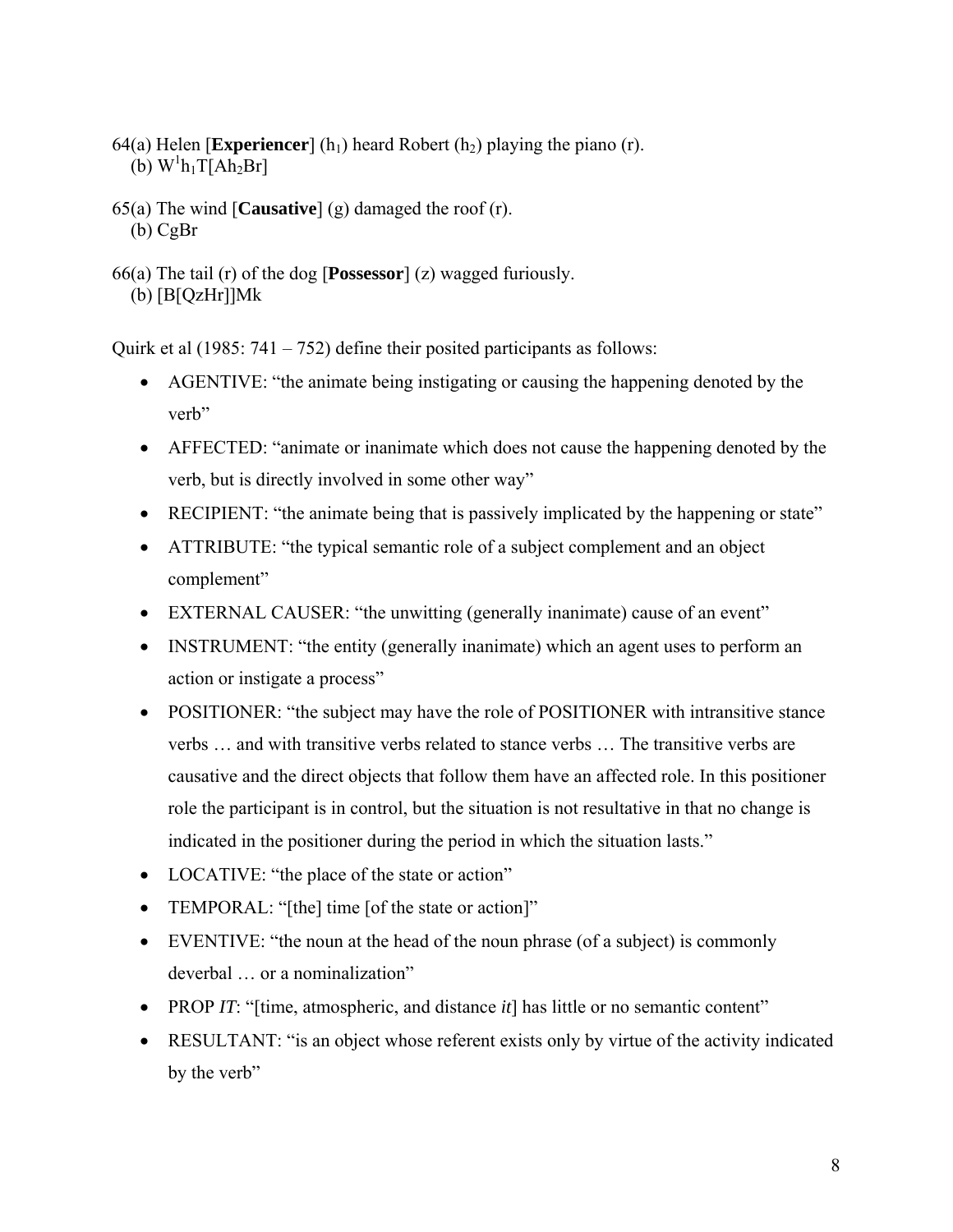64(a) Helen [**Experiencer**] ($h_1$) heard Robert ($h_2$) playing the piano (r).
   (b) $W^1h_1T[Ah_2Br]$

65(a) The wind [**Causative**] (g) damaged the roof (r).
   (b) CgBr

66(a) The tail (r) of the dog [**Possessor**] (z) wagged furiously.
   (b) [B[QzHr]]Mk

Quirk et al (1985: 741 – 752) define their posited participants as follows:

- AGENTIVE: "the animate being instigating or causing the happening denoted by the verb"
- AFFECTED: "animate or inanimate which does not cause the happening denoted by the verb, but is directly involved in some other way"
- RECIPIENT: "the animate being that is passively implicated by the happening or state"
- ATTRIBUTE: "the typical semantic role of a subject complement and an object complement"
- EXTERNAL CAUSER: "the unwitting (generally inanimate) cause of an event"
- INSTRUMENT: "the entity (generally inanimate) which an agent uses to perform an action or instigate a process"
- POSITIONER: "the subject may have the role of POSITIONER with intransitive stance verbs … and with transitive verbs related to stance verbs … The transitive verbs are causative and the direct objects that follow them have an affected role. In this positioner role the participant is in control, but the situation is not resultative in that no change is indicated in the positioner during the period in which the situation lasts."
- LOCATIVE: "the place of the state or action"
- TEMPORAL: "[the] time [of the state or action]"
- EVENTIVE: "the noun at the head of the noun phrase (of a subject) is commonly deverbal … or a nominalization"
- PROP *IT*: "[time, atmospheric, and distance *it*] has little or no semantic content"
- RESULTANT: "is an object whose referent exists only by virtue of the activity indicated by the verb"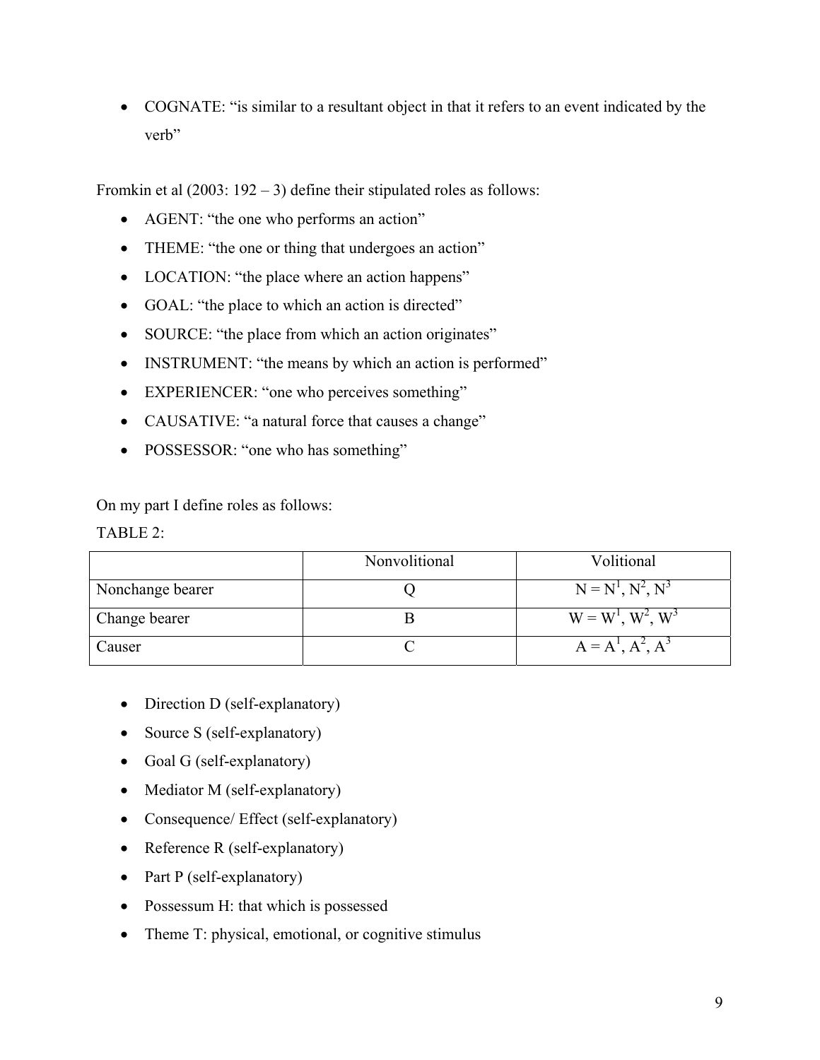- COGNATE: "is similar to a resultant object in that it refers to an event indicated by the verb"

Fromkin et al (2003: 192 – 3) define their stipulated roles as follows:

- AGENT: "the one who performs an action"
- THEME: "the one or thing that undergoes an action"
- LOCATION: "the place where an action happens"
- GOAL: "the place to which an action is directed"
- SOURCE: "the place from which an action originates"
- INSTRUMENT: "the means by which an action is performed"
- EXPERIENCER: "one who perceives something"
- CAUSATIVE: "a natural force that causes a change"
- POSSESSOR: "one who has something"

On my part I define roles as follows:

TABLE 2:

| | Nonvolitional | Volitional |
|---|---|---|
| Nonchange bearer | Q | $N = N^1, N^2, N^3$ |
| Change bearer | B | $W = W^1, W^2, W^3$ |
| Causer | C | $A = A^1, A^2, A^3$ |

- Direction D (self-explanatory)
- Source S (self-explanatory)
- Goal G (self-explanatory)
- Mediator M (self-explanatory)
- Consequence/ Effect (self-explanatory)
- Reference R (self-explanatory)
- Part P (self-explanatory)
- Possessum H: that which is possessed
- Theme T: physical, emotional, or cognitive stimulus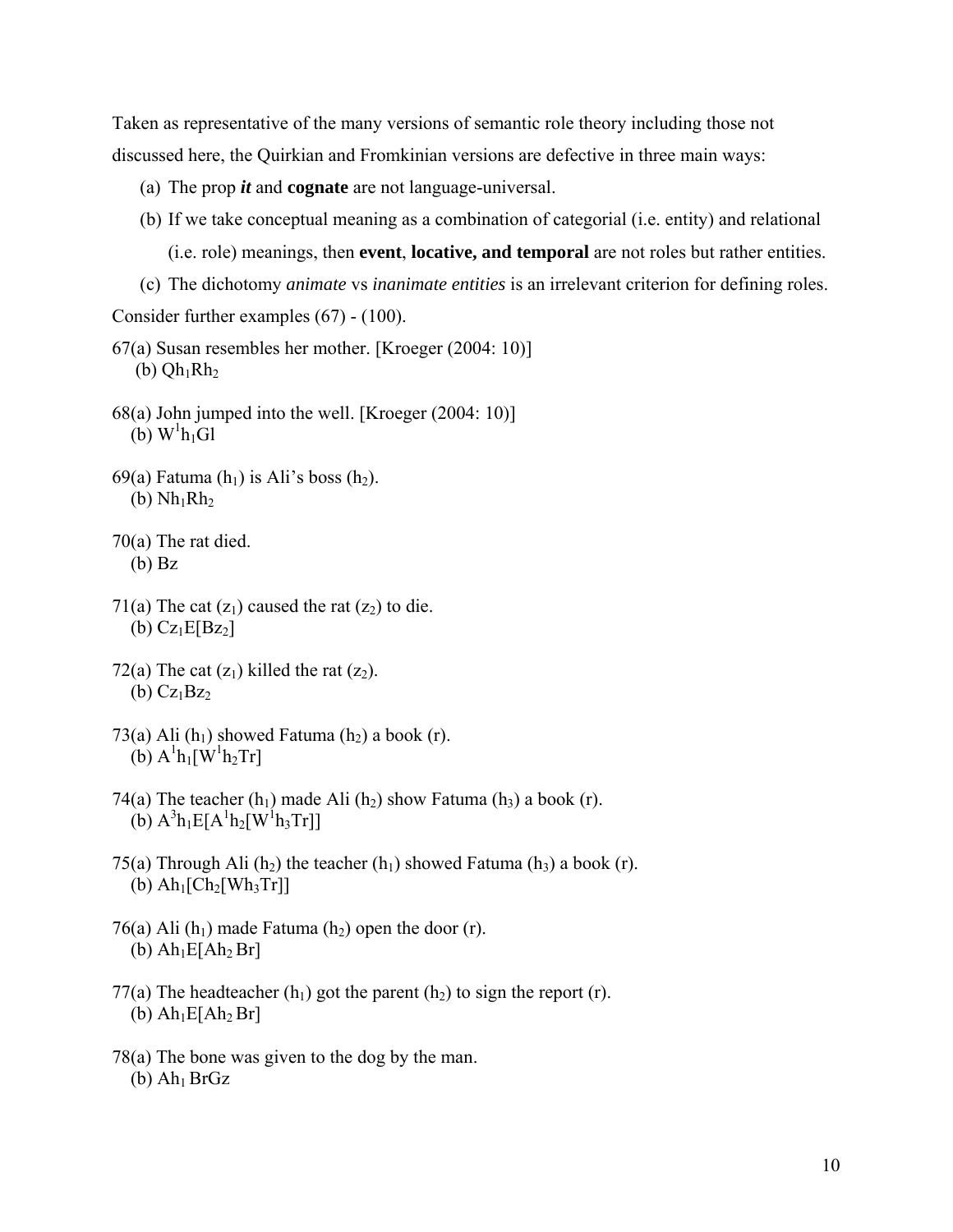Taken as representative of the many versions of semantic role theory including those not discussed here, the Quirkian and Fromkinian versions are defective in three main ways:

(a) The prop ***it*** and **cognate** are not language-universal.

(b) If we take conceptual meaning as a combination of categorial (i.e. entity) and relational (i.e. role) meanings, then **event**, **locative, and temporal** are not roles but rather entities.

(c) The dichotomy *animate* vs *inanimate entities* is an irrelevant criterion for defining roles.

Consider further examples (67) - (100).

67(a) Susan resembles her mother. [Kroeger (2004: 10)]
(b) $Qh_1Rh_2$

68(a) John jumped into the well. [Kroeger (2004: 10)]
(b) $W^1h_1Gl$

69(a) Fatuma ($h_1$) is Ali's boss ($h_2$).
(b) $Nh_1Rh_2$

70(a) The rat died.
(b) Bz

71(a) The cat ($z_1$) caused the rat ($z_2$) to die.
(b) $Cz_1E[Bz_2]$

72(a) The cat ($z_1$) killed the rat ($z_2$).
(b) $Cz_1Bz_2$

73(a) Ali ($h_1$) showed Fatuma ($h_2$) a book (r).
(b) $A^1h_1[W^1h_2Tr]$

74(a) The teacher ($h_1$) made Ali ($h_2$) show Fatuma ($h_3$) a book (r).
(b) $A^3h_1E[A^1h_2[W^1h_3Tr]]$

75(a) Through Ali ($h_2$) the teacher ($h_1$) showed Fatuma ($h_3$) a book (r).
(b) $Ah_1[Ch_2[Wh_3Tr]]$

76(a) Ali ($h_1$) made Fatuma ($h_2$) open the door (r).
(b) $Ah_1E[Ah_2\,Br]$

77(a) The headteacher ($h_1$) got the parent ($h_2$) to sign the report (r).
(b) $Ah_1E[Ah_2\,Br]$

78(a) The bone was given to the dog by the man.
(b) $Ah_1\,BrGz$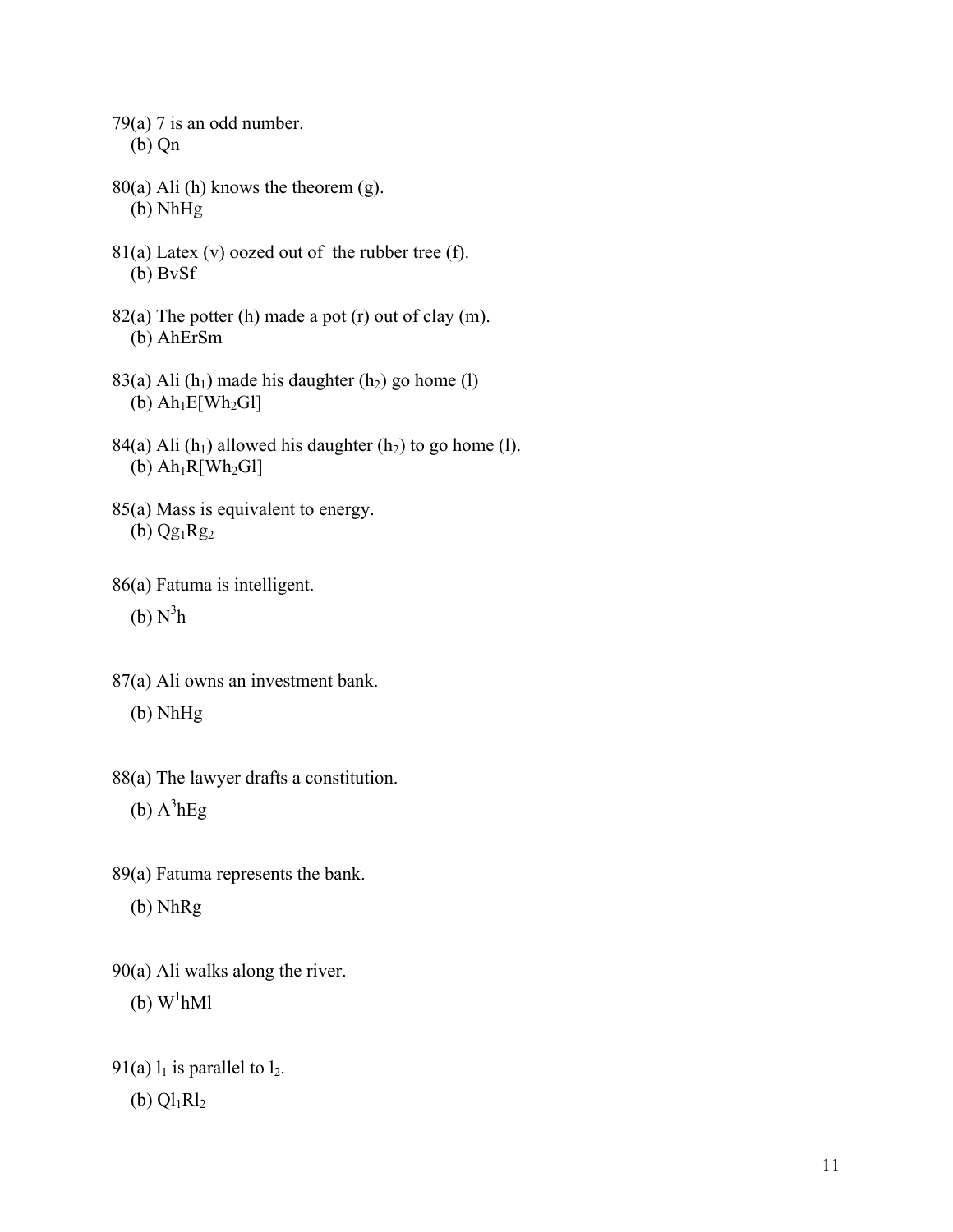79(a) 7 is an odd number.
(b) Qn

80(a) Ali (h) knows the theorem (g).
(b) NhHg

81(a) Latex (v) oozed out of the rubber tree (f).
(b) BvSf

82(a) The potter (h) made a pot (r) out of clay (m).
(b) AhErSm

83(a) Ali ($h_1$) made his daughter ($h_2$) go home (l)
(b) $Ah_1E[Wh_2Gl]$

84(a) Ali ($h_1$) allowed his daughter ($h_2$) to go home (l).
(b) $Ah_1R[Wh_2Gl]$

85(a) Mass is equivalent to energy.
(b) $Qg_1Rg_2$

86(a) Fatuma is intelligent.
(b) $N^3h$

87(a) Ali owns an investment bank.
(b) NhHg

88(a) The lawyer drafts a constitution.
(b) $A^3hEg$

89(a) Fatuma represents the bank.
(b) NhRg

90(a) Ali walks along the river.
(b) $W^1hMl$

91(a) $l_1$ is parallel to $l_2$.
(b) $Ql_1Rl_2$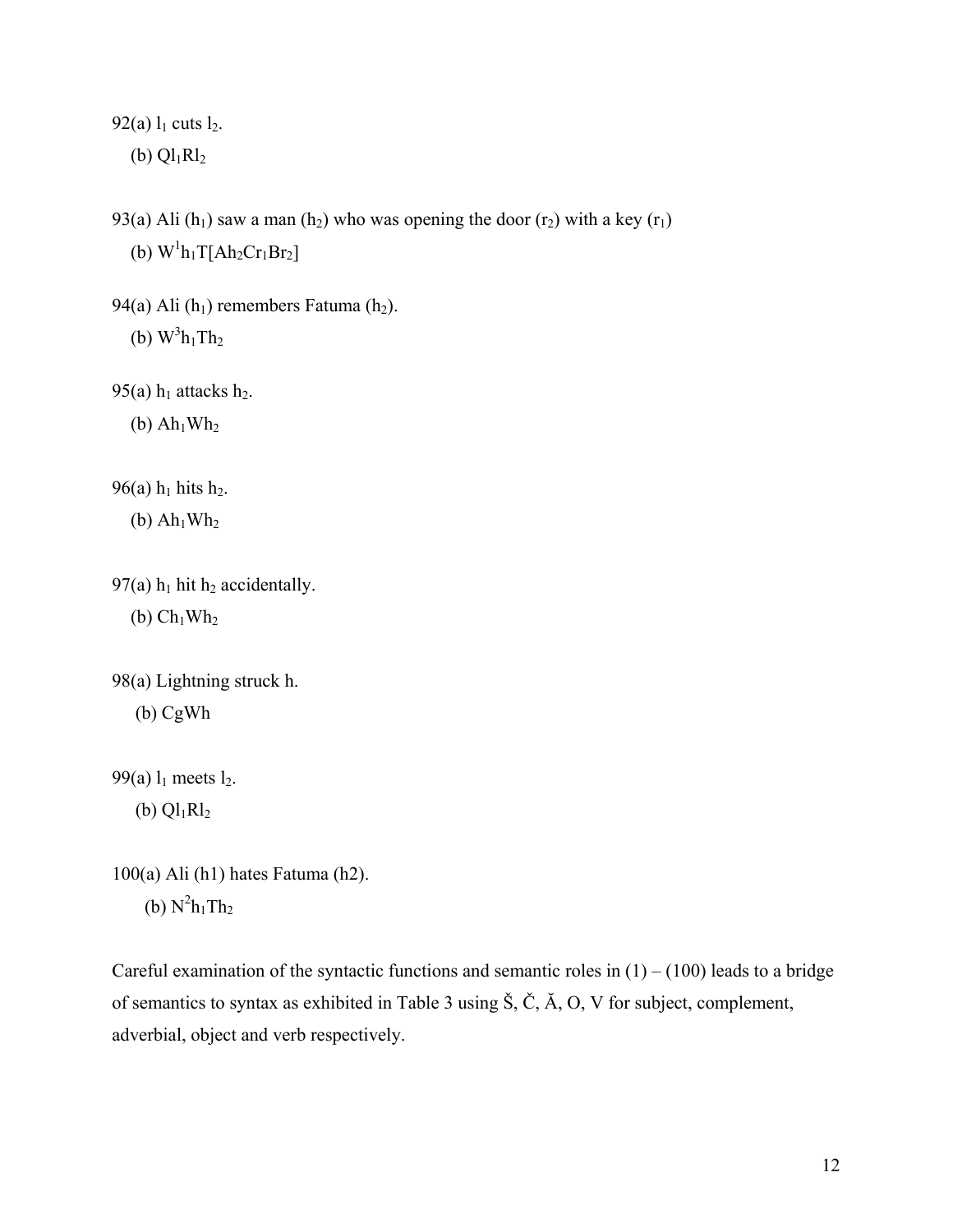92(a) $l_1$ cuts $l_2$.

(b) $Ql_1Rl_2$

93(a) Ali ($h_1$) saw a man ($h_2$) who was opening the door ($r_2$) with a key ($r_1$)

(b) $W^1h_1T[Ah_2Cr_1Br_2]$

94(a) Ali ($h_1$) remembers Fatuma ($h_2$).

(b) $W^3h_1Th_2$

95(a) $h_1$ attacks $h_2$.

(b) $Ah_1Wh_2$

96(a) $h_1$ hits $h_2$.

(b) $Ah_1Wh_2$

97(a) $h_1$ hit $h_2$ accidentally.

(b) $Ch_1Wh_2$

98(a) Lightning struck h.

(b) CgWh

99(a) $l_1$ meets $l_2$.

(b) $Ql_1Rl_2$

100(a) Ali (h1) hates Fatuma (h2).

(b) $N^2h_1Th_2$

Careful examination of the syntactic functions and semantic roles in (1) – (100) leads to a bridge of semantics to syntax as exhibited in Table 3 using Š, Č, Ă, O, V for subject, complement, adverbial, object and verb respectively.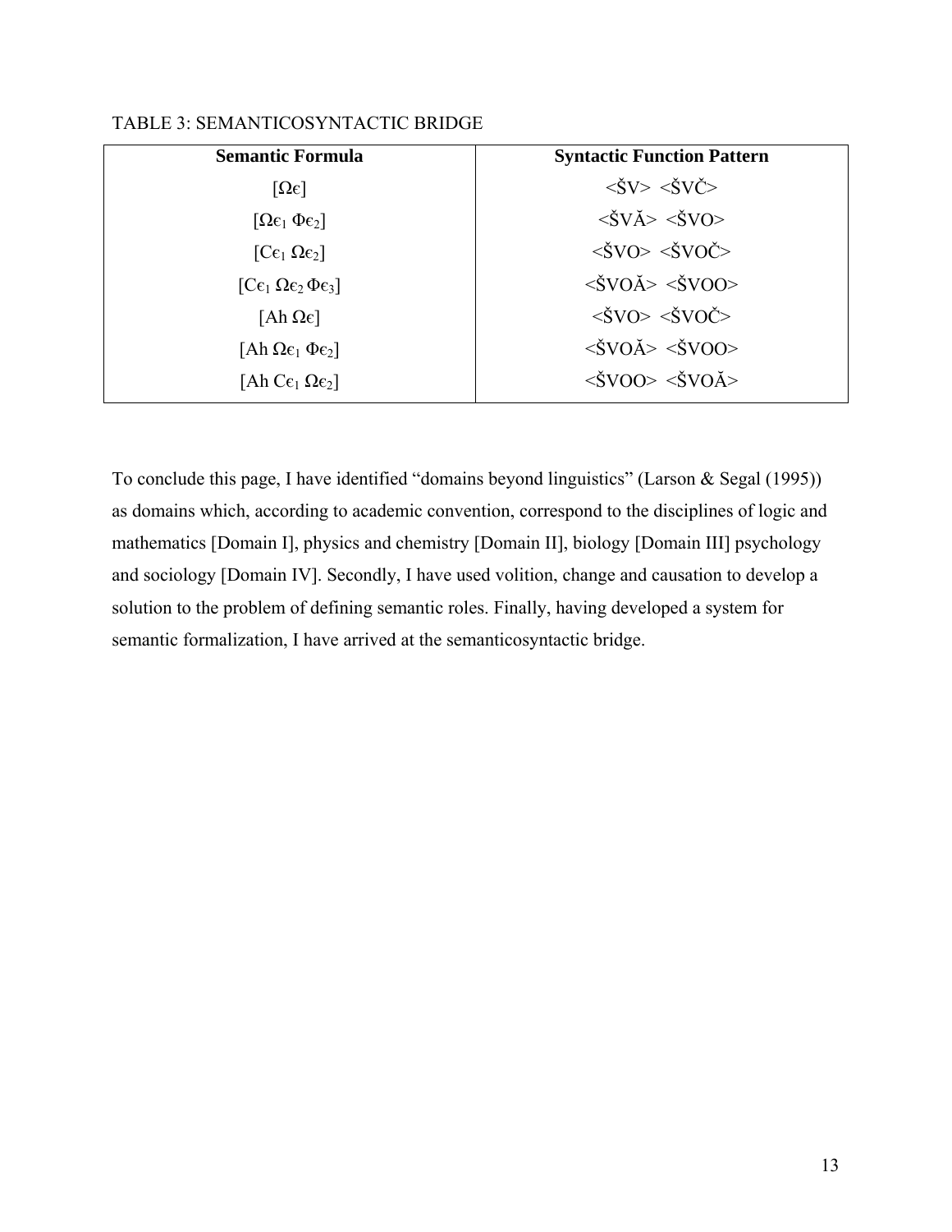TABLE 3: SEMANTICOSYNTACTIC BRIDGE

| Semantic Formula | Syntactic Function Pattern |
|---|---|
| $[\Omega\epsilon]$ | <ŠV> <ŠVČ> |
| $[\Omega\epsilon_1\ \Phi\epsilon_2]$ | <ŠVĂ> <ŠVO> |
| $[C\epsilon_1\ \Omega\epsilon_2]$ | <ŠVO> <ŠVOČ> |
| $[C\epsilon_1\ \Omega\epsilon_2\ \Phi\epsilon_3]$ | <ŠVOĂ> <ŠVOO> |
| $[Ah\ \Omega\epsilon]$ | <ŠVO> <ŠVOČ> |
| $[Ah\ \Omega\epsilon_1\ \Phi\epsilon_2]$ | <ŠVOĂ> <ŠVOO> |
| $[Ah\ C\epsilon_1\ \Omega\epsilon_2]$ | <ŠVOO> <ŠVOĂ> |

To conclude this page, I have identified "domains beyond linguistics" (Larson & Segal (1995)) as domains which, according to academic convention, correspond to the disciplines of logic and mathematics [Domain I], physics and chemistry [Domain II], biology [Domain III] psychology and sociology [Domain IV]. Secondly, I have used volition, change and causation to develop a solution to the problem of defining semantic roles. Finally, having developed a system for semantic formalization, I have arrived at the semanticosyntactic bridge.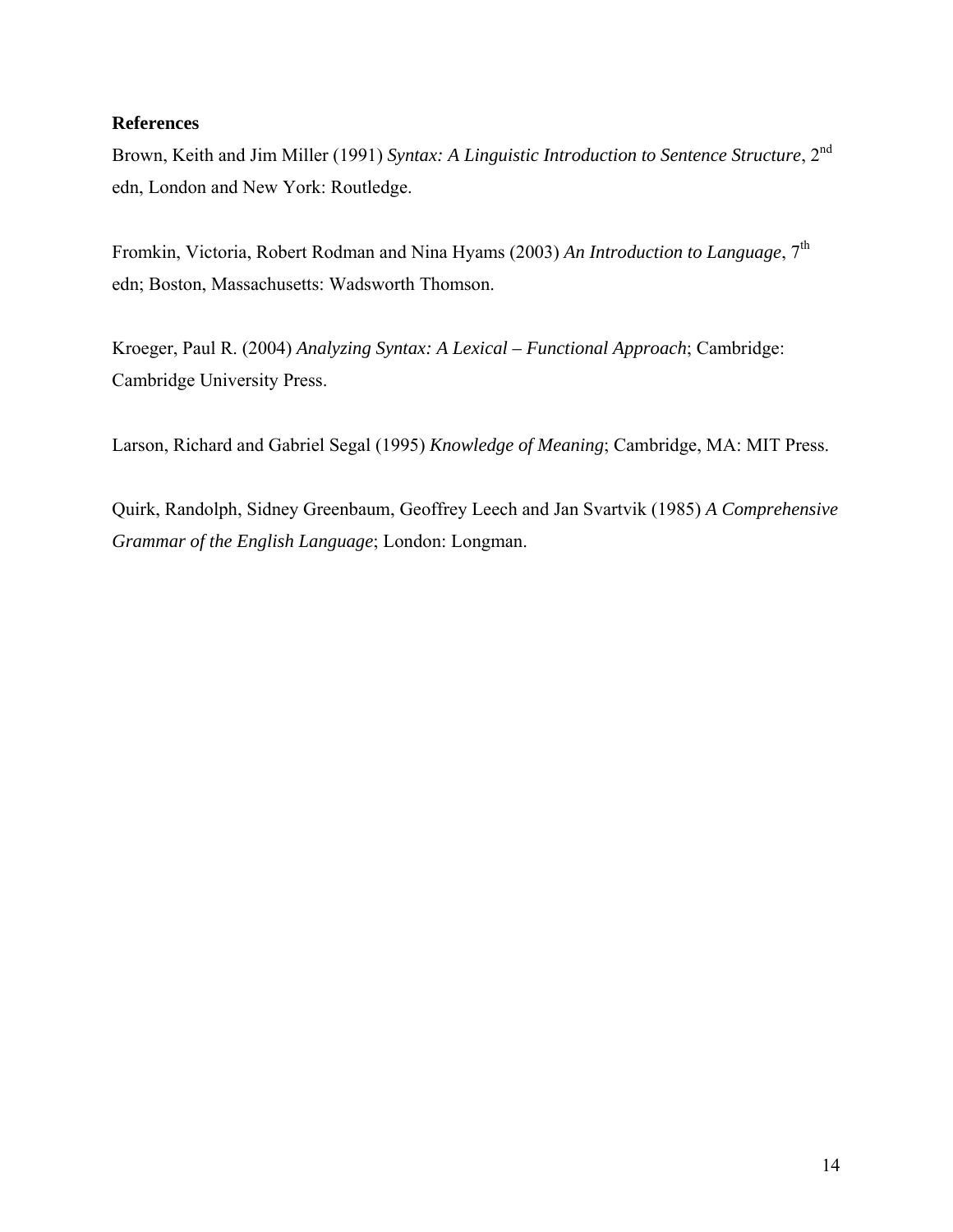**References**

Brown, Keith and Jim Miller (1991) *Syntax: A Linguistic Introduction to Sentence Structure*, 2nd edn, London and New York: Routledge.

Fromkin, Victoria, Robert Rodman and Nina Hyams (2003) *An Introduction to Language*, 7th edn; Boston, Massachusetts: Wadsworth Thomson.

Kroeger, Paul R. (2004) *Analyzing Syntax: A Lexical – Functional Approach*; Cambridge: Cambridge University Press.

Larson, Richard and Gabriel Segal (1995) *Knowledge of Meaning*; Cambridge, MA: MIT Press.

Quirk, Randolph, Sidney Greenbaum, Geoffrey Leech and Jan Svartvik (1985) *A Comprehensive Grammar of the English Language*; London: Longman.